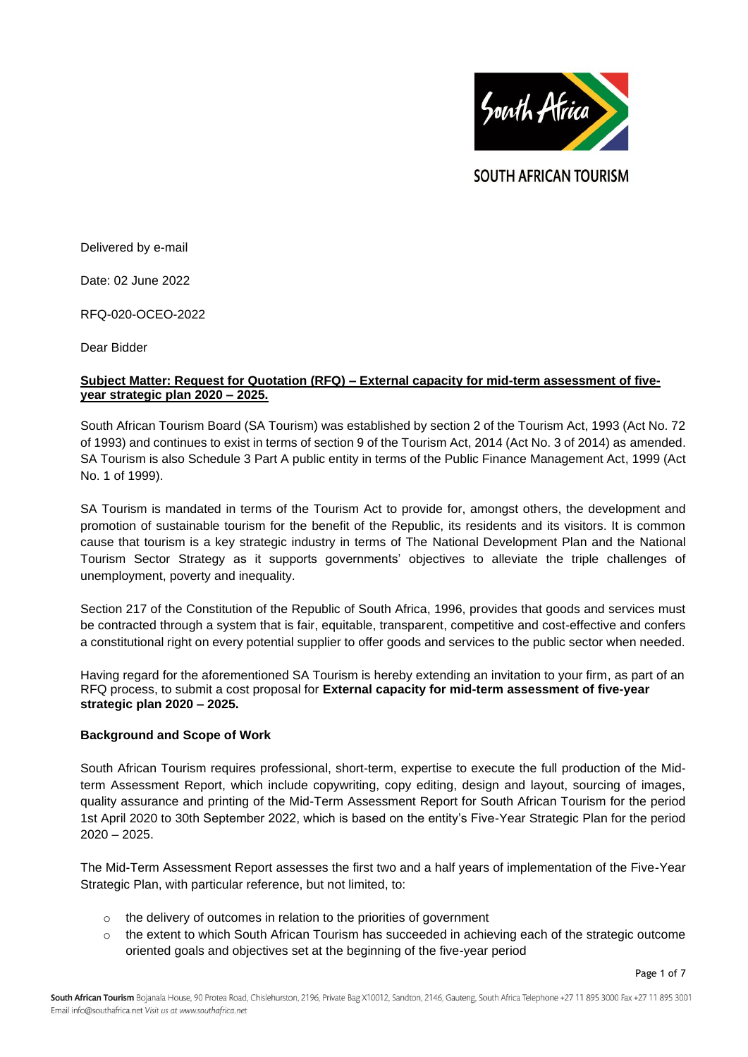SOUTH AFRICAN TOURISM

Delivered by e-mail

Date: 02 June 2022

RFQ-020-OCEO-2022

Dear Bidder

**Subject Matter: Request for Quotation (RFQ) – External capacity for mid-term assessment of five-year strategic plan 2020 – 2025.**

South African Tourism Board (SA Tourism) was established by section 2 of the Tourism Act, 1993 (Act No. 72 of 1993) and continues to exist in terms of section 9 of the Tourism Act, 2014 (Act No. 3 of 2014) as amended. SA Tourism is also Schedule 3 Part A public entity in terms of the Public Finance Management Act, 1999 (Act No. 1 of 1999).

SA Tourism is mandated in terms of the Tourism Act to provide for, amongst others, the development and promotion of sustainable tourism for the benefit of the Republic, its residents and its visitors. It is common cause that tourism is a key strategic industry in terms of The National Development Plan and the National Tourism Sector Strategy as it supports governments' objectives to alleviate the triple challenges of unemployment, poverty and inequality.

Section 217 of the Constitution of the Republic of South Africa, 1996, provides that goods and services must be contracted through a system that is fair, equitable, transparent, competitive and cost-effective and confers a constitutional right on every potential supplier to offer goods and services to the public sector when needed.

Having regard for the aforementioned SA Tourism is hereby extending an invitation to your firm, as part of an RFQ process, to submit a cost proposal for **External capacity for mid-term assessment of five-year strategic plan 2020 – 2025.**

**Background and Scope of Work**

South African Tourism requires professional, short-term, expertise to execute the full production of the Mid-term Assessment Report, which include copywriting, copy editing, design and layout, sourcing of images, quality assurance and printing of the Mid-Term Assessment Report for South African Tourism for the period 1st April 2020 to 30th September 2022, which is based on the entity's Five-Year Strategic Plan for the period 2020 – 2025.

The Mid-Term Assessment Report assesses the first two and a half years of implementation of the Five-Year Strategic Plan, with particular reference, but not limited, to:

- the delivery of outcomes in relation to the priorities of government
- the extent to which South African Tourism has succeeded in achieving each of the strategic outcome oriented goals and objectives set at the beginning of the five-year period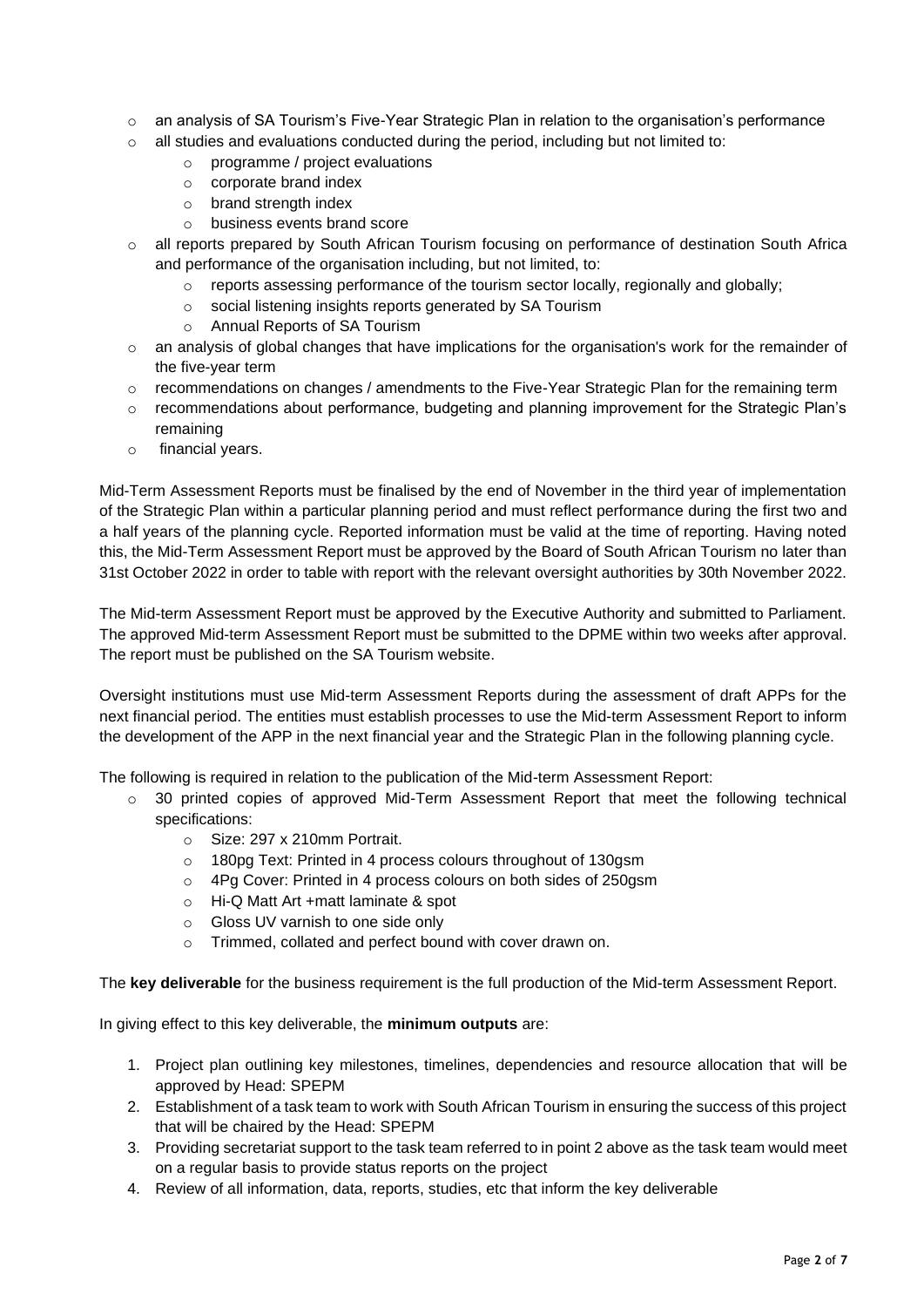- an analysis of SA Tourism's Five-Year Strategic Plan in relation to the organisation's performance
- all studies and evaluations conducted during the period, including but not limited to:
    - programme / project evaluations
    - corporate brand index
    - brand strength index
    - business events brand score
- all reports prepared by South African Tourism focusing on performance of destination South Africa and performance of the organisation including, but not limited, to:
    - reports assessing performance of the tourism sector locally, regionally and globally;
    - social listening insights reports generated by SA Tourism
    - Annual Reports of SA Tourism
- an analysis of global changes that have implications for the organisation's work for the remainder of the five-year term
- recommendations on changes / amendments to the Five-Year Strategic Plan for the remaining term
- recommendations about performance, budgeting and planning improvement for the Strategic Plan's remaining
- financial years.

Mid-Term Assessment Reports must be finalised by the end of November in the third year of implementation of the Strategic Plan within a particular planning period and must reflect performance during the first two and a half years of the planning cycle. Reported information must be valid at the time of reporting. Having noted this, the Mid-Term Assessment Report must be approved by the Board of South African Tourism no later than 31st October 2022 in order to table with report with the relevant oversight authorities by 30th November 2022.

The Mid-term Assessment Report must be approved by the Executive Authority and submitted to Parliament. The approved Mid-term Assessment Report must be submitted to the DPME within two weeks after approval. The report must be published on the SA Tourism website.

Oversight institutions must use Mid-term Assessment Reports during the assessment of draft APPs for the next financial period. The entities must establish processes to use the Mid-term Assessment Report to inform the development of the APP in the next financial year and the Strategic Plan in the following planning cycle.

The following is required in relation to the publication of the Mid-term Assessment Report:

- 30 printed copies of approved Mid-Term Assessment Report that meet the following technical specifications:
    - Size: 297 x 210mm Portrait.
    - 180pg Text: Printed in 4 process colours throughout of 130gsm
    - 4Pg Cover: Printed in 4 process colours on both sides of 250gsm
    - Hi-Q Matt Art +matt laminate & spot
    - Gloss UV varnish to one side only
    - Trimmed, collated and perfect bound with cover drawn on.

The **key deliverable** for the business requirement is the full production of the Mid-term Assessment Report.

In giving effect to this key deliverable, the **minimum outputs** are:

1. Project plan outlining key milestones, timelines, dependencies and resource allocation that will be approved by Head: SPEPM
2. Establishment of a task team to work with South African Tourism in ensuring the success of this project that will be chaired by the Head: SPEPM
3. Providing secretariat support to the task team referred to in point 2 above as the task team would meet on a regular basis to provide status reports on the project
4. Review of all information, data, reports, studies, etc that inform the key deliverable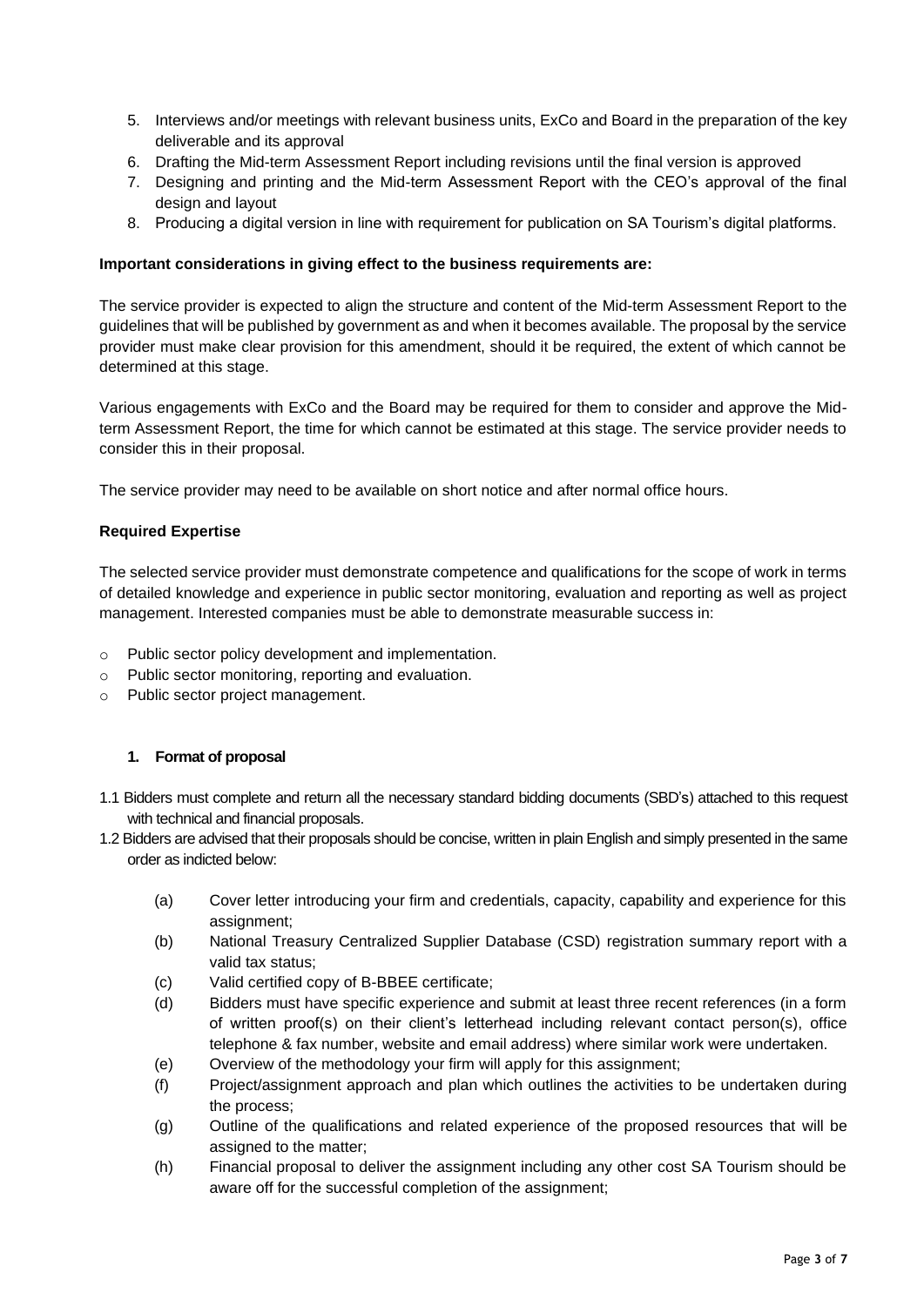5. Interviews and/or meetings with relevant business units, ExCo and Board in the preparation of the key deliverable and its approval
6. Drafting the Mid-term Assessment Report including revisions until the final version is approved
7. Designing and printing and the Mid-term Assessment Report with the CEO's approval of the final design and layout
8. Producing a digital version in line with requirement for publication on SA Tourism's digital platforms.

**Important considerations in giving effect to the business requirements are:**

The service provider is expected to align the structure and content of the Mid-term Assessment Report to the guidelines that will be published by government as and when it becomes available. The proposal by the service provider must make clear provision for this amendment, should it be required, the extent of which cannot be determined at this stage.

Various engagements with ExCo and the Board may be required for them to consider and approve the Mid-term Assessment Report, the time for which cannot be estimated at this stage. The service provider needs to consider this in their proposal.

The service provider may need to be available on short notice and after normal office hours.

**Required Expertise**

The selected service provider must demonstrate competence and qualifications for the scope of work in terms of detailed knowledge and experience in public sector monitoring, evaluation and reporting as well as project management. Interested companies must be able to demonstrate measurable success in:

- Public sector policy development and implementation.
- Public sector monitoring, reporting and evaluation.
- Public sector project management.

**1. Format of proposal**

1.1 Bidders must complete and return all the necessary standard bidding documents (SBD's) attached to this request with technical and financial proposals.

1.2 Bidders are advised that their proposals should be concise, written in plain English and simply presented in the same order as indicted below:

(a) Cover letter introducing your firm and credentials, capacity, capability and experience for this assignment;

(b) National Treasury Centralized Supplier Database (CSD) registration summary report with a valid tax status;

(c) Valid certified copy of B-BBEE certificate;

(d) Bidders must have specific experience and submit at least three recent references (in a form of written proof(s) on their client's letterhead including relevant contact person(s), office telephone & fax number, website and email address) where similar work were undertaken.

(e) Overview of the methodology your firm will apply for this assignment;

(f) Project/assignment approach and plan which outlines the activities to be undertaken during the process;

(g) Outline of the qualifications and related experience of the proposed resources that will be assigned to the matter;

(h) Financial proposal to deliver the assignment including any other cost SA Tourism should be aware off for the successful completion of the assignment;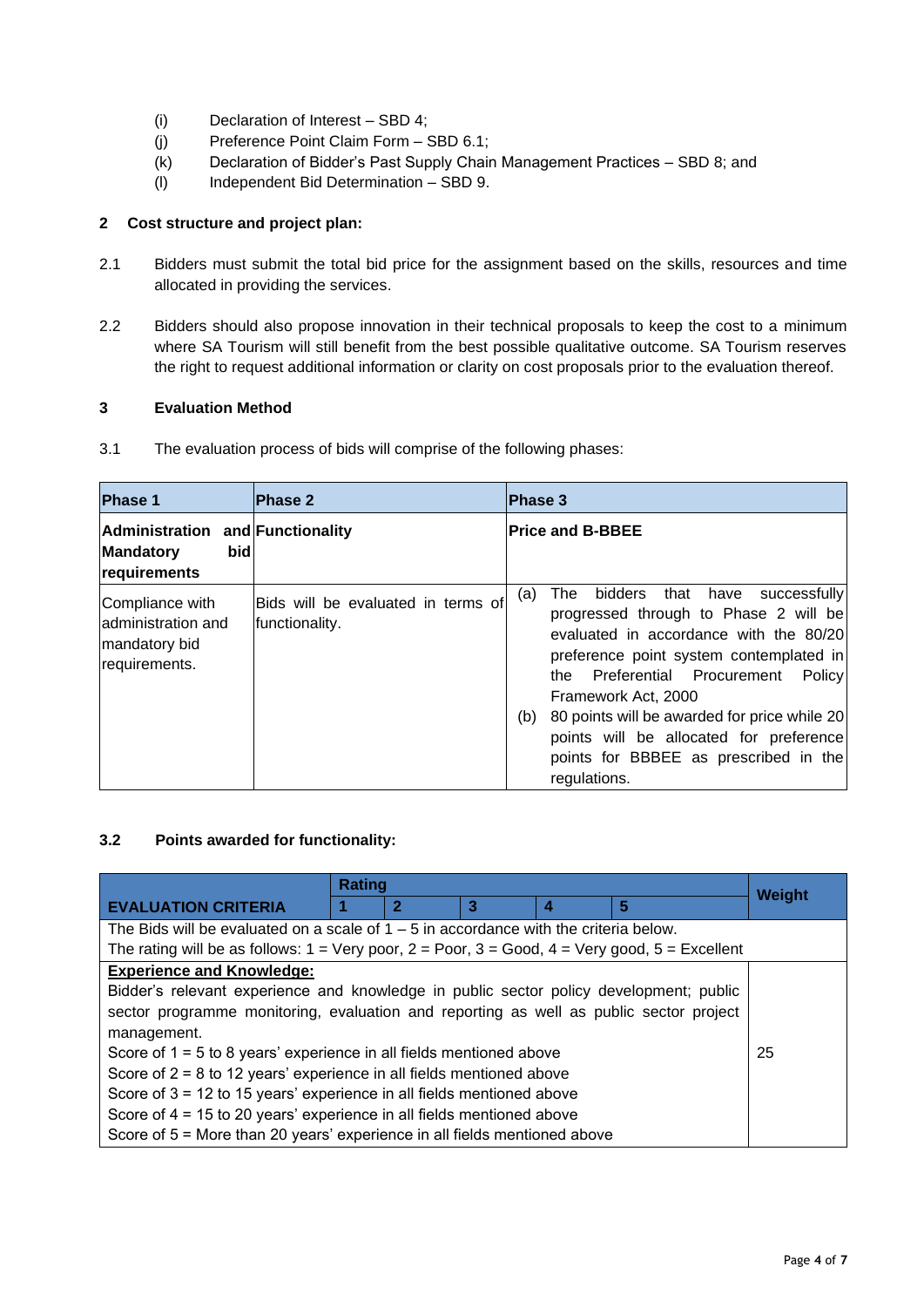(i) Declaration of Interest – SBD 4;
(j) Preference Point Claim Form – SBD 6.1;
(k) Declaration of Bidder's Past Supply Chain Management Practices – SBD 8; and
(l) Independent Bid Determination – SBD 9.

## 2 Cost structure and project plan:

2.1 Bidders must submit the total bid price for the assignment based on the skills, resources and time allocated in providing the services.

2.2 Bidders should also propose innovation in their technical proposals to keep the cost to a minimum where SA Tourism will still benefit from the best possible qualitative outcome. SA Tourism reserves the right to request additional information or clarity on cost proposals prior to the evaluation thereof.

## 3 Evaluation Method

3.1 The evaluation process of bids will comprise of the following phases:

| Phase 1 | Phase 2 | Phase 3 |
|---|---|---|
| **Administration and Mandatory bid requirements** | **Functionality** | **Price and B-BBEE** |
| Compliance with administration and mandatory bid requirements. | Bids will be evaluated in terms of functionality. | (a) The bidders that have successfully progressed through to Phase 2 will be evaluated in accordance with the 80/20 preference point system contemplated in the Preferential Procurement Policy Framework Act, 2000<br>(b) 80 points will be awarded for price while 20 points will be allocated for preference points for BBBEE as prescribed in the regulations. |

### 3.2 Points awarded for functionality:

| EVALUATION CRITERIA | Rating | | | | | Weight |
|---|---|---|---|---|---|---|
| | 1 | 2 | 3 | 4 | 5 | |
| The Bids will be evaluated on a scale of 1 – 5 in accordance with the criteria below.<br>The rating will be as follows: 1 = Very poor, 2 = Poor, 3 = Good, 4 = Very good, 5 = Excellent | | | | | | |
| **<u>Experience and Knowledge:</u>**<br>Bidder's relevant experience and knowledge in public sector policy development; public sector programme monitoring, evaluation and reporting as well as public sector project management.<br>Score of 1 = 5 to 8 years' experience in all fields mentioned above<br>Score of 2 = 8 to 12 years' experience in all fields mentioned above<br>Score of 3 = 12 to 15 years' experience in all fields mentioned above<br>Score of 4 = 15 to 20 years' experience in all fields mentioned above<br>Score of 5 = More than 20 years' experience in all fields mentioned above | | | | | | 25 |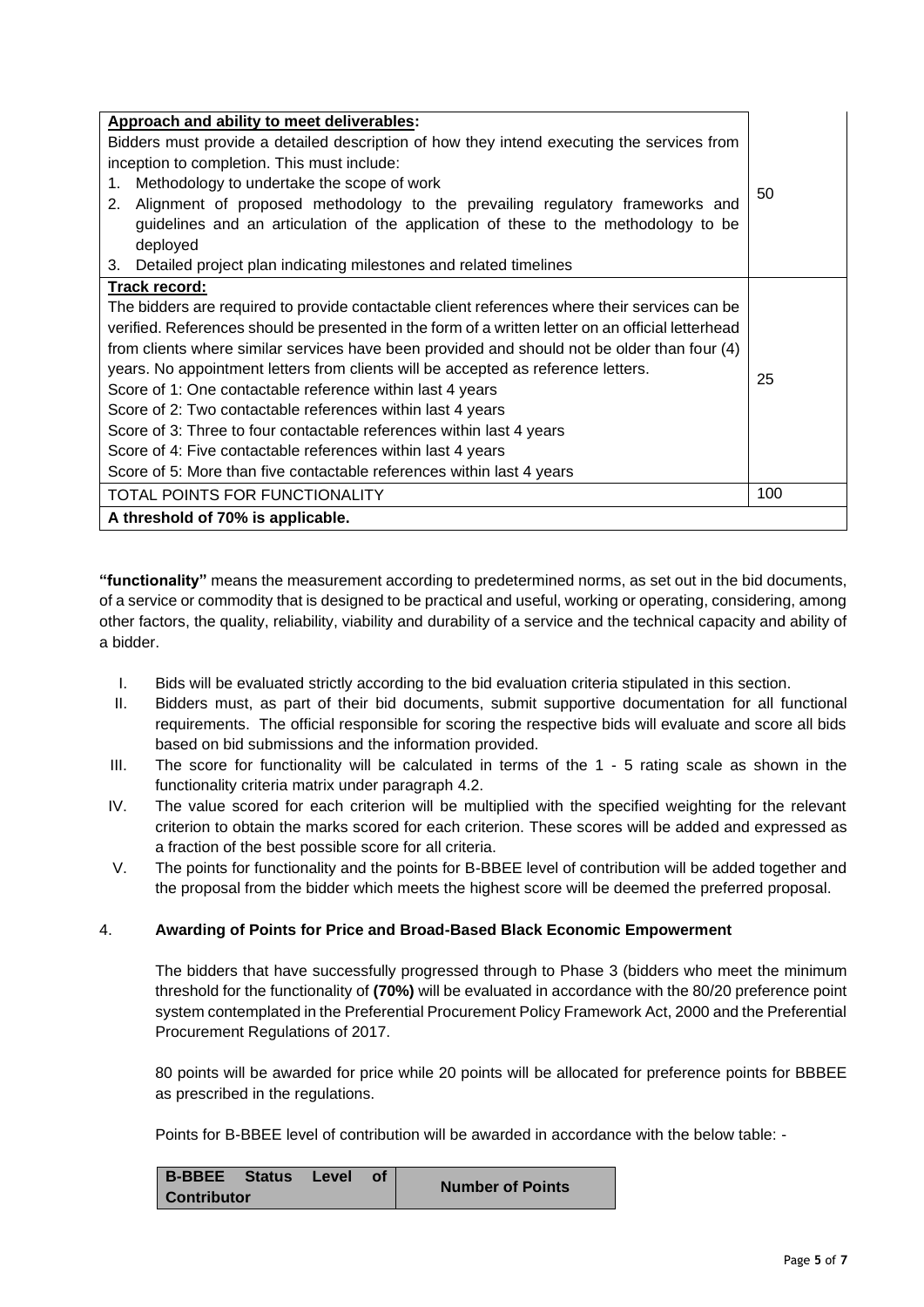| | |
|---|---|
| **Approach and ability to meet deliverables:**<br>Bidders must provide a detailed description of how they intend executing the services from inception to completion. This must include:<br>1. Methodology to undertake the scope of work<br>2. Alignment of proposed methodology to the prevailing regulatory frameworks and guidelines and an articulation of the application of these to the methodology to be deployed<br>3. Detailed project plan indicating milestones and related timelines | 50 |
| **Track record:**<br>The bidders are required to provide contactable client references where their services can be verified. References should be presented in the form of a written letter on an official letterhead from clients where similar services have been provided and should not be older than four (4) years. No appointment letters from clients will be accepted as reference letters.<br>Score of 1: One contactable reference within last 4 years<br>Score of 2: Two contactable references within last 4 years<br>Score of 3: Three to four contactable references within last 4 years<br>Score of 4: Five contactable references within last 4 years<br>Score of 5: More than five contactable references within last 4 years | 25 |
| TOTAL POINTS FOR FUNCTIONALITY | 100 |
| **A threshold of 70% is applicable.** | |

**"functionality"** means the measurement according to predetermined norms, as set out in the bid documents, of a service or commodity that is designed to be practical and useful, working or operating, considering, among other factors, the quality, reliability, viability and durability of a service and the technical capacity and ability of a bidder.

I. Bids will be evaluated strictly according to the bid evaluation criteria stipulated in this section.
II. Bidders must, as part of their bid documents, submit supportive documentation for all functional requirements. The official responsible for scoring the respective bids will evaluate and score all bids based on bid submissions and the information provided.
III. The score for functionality will be calculated in terms of the 1 - 5 rating scale as shown in the functionality criteria matrix under paragraph 4.2.
IV. The value scored for each criterion will be multiplied with the specified weighting for the relevant criterion to obtain the marks scored for each criterion. These scores will be added and expressed as a fraction of the best possible score for all criteria.
V. The points for functionality and the points for B-BBEE level of contribution will be added together and the proposal from the bidder which meets the highest score will be deemed the preferred proposal.

## 4. Awarding of Points for Price and Broad-Based Black Economic Empowerment

The bidders that have successfully progressed through to Phase 3 (bidders who meet the minimum threshold for the functionality of **(70%)** will be evaluated in accordance with the 80/20 preference point system contemplated in the Preferential Procurement Policy Framework Act, 2000 and the Preferential Procurement Regulations of 2017.

80 points will be awarded for price while 20 points will be allocated for preference points for BBBEE as prescribed in the regulations.

Points for B-BBEE level of contribution will be awarded in accordance with the below table: -

| B-BBEE Status Level of Contributor | Number of Points |
|---|---|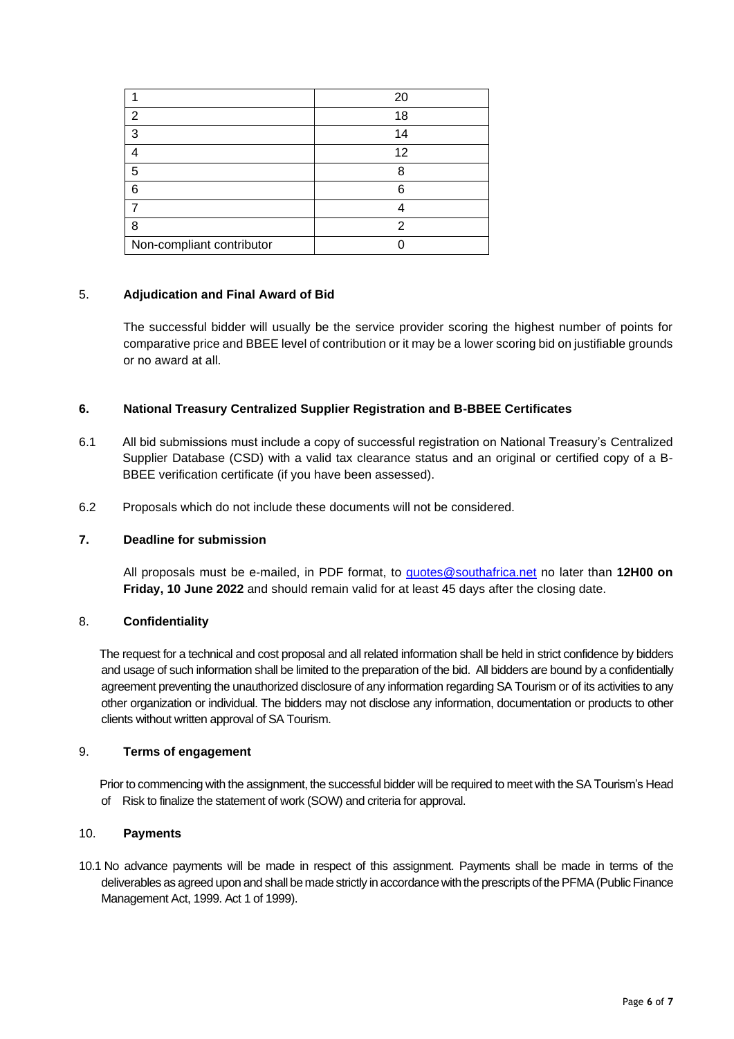| 1 | 20 |
|---|---|
| 2 | 18 |
| 3 | 14 |
| 4 | 12 |
| 5 | 8 |
| 6 | 6 |
| 7 | 4 |
| 8 | 2 |
| Non-compliant contributor | 0 |

5. **Adjudication and Final Award of Bid**

The successful bidder will usually be the service provider scoring the highest number of points for comparative price and BBEE level of contribution or it may be a lower scoring bid on justifiable grounds or no award at all.

**6. National Treasury Centralized Supplier Registration and B-BBEE Certificates**

6.1 All bid submissions must include a copy of successful registration on National Treasury's Centralized Supplier Database (CSD) with a valid tax clearance status and an original or certified copy of a B-BBEE verification certificate (if you have been assessed).

6.2 Proposals which do not include these documents will not be considered.

**7. Deadline for submission**

All proposals must be e-mailed, in PDF format, to quotes@southafrica.net no later than **12H00 on Friday, 10 June 2022** and should remain valid for at least 45 days after the closing date.

8. **Confidentiality**

The request for a technical and cost proposal and all related information shall be held in strict confidence by bidders and usage of such information shall be limited to the preparation of the bid. All bidders are bound by a confidentially agreement preventing the unauthorized disclosure of any information regarding SA Tourism or of its activities to any other organization or individual. The bidders may not disclose any information, documentation or products to other clients without written approval of SA Tourism.

9. **Terms of engagement**

Prior to commencing with the assignment, the successful bidder will be required to meet with the SA Tourism's Head of Risk to finalize the statement of work (SOW) and criteria for approval.

10. **Payments**

10.1 No advance payments will be made in respect of this assignment. Payments shall be made in terms of the deliverables as agreed upon and shall be made strictly in accordance with the prescripts of the PFMA (Public Finance Management Act, 1999. Act 1 of 1999).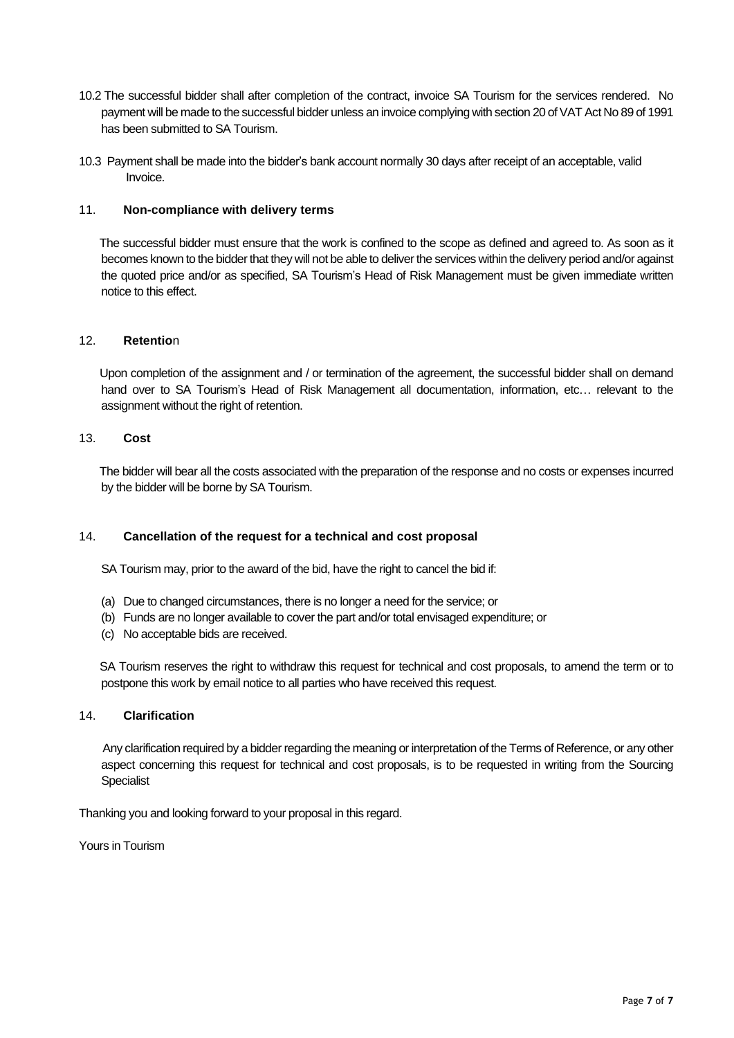10.2 The successful bidder shall after completion of the contract, invoice SA Tourism for the services rendered. No payment will be made to the successful bidder unless an invoice complying with section 20 of VAT Act No 89 of 1991 has been submitted to SA Tourism.

10.3 Payment shall be made into the bidder's bank account normally 30 days after receipt of an acceptable, valid Invoice.

## 11. Non-compliance with delivery terms

The successful bidder must ensure that the work is confined to the scope as defined and agreed to. As soon as it becomes known to the bidder that they will not be able to deliver the services within the delivery period and/or against the quoted price and/or as specified, SA Tourism's Head of Risk Management must be given immediate written notice to this effect.

## 12. Retention

Upon completion of the assignment and / or termination of the agreement, the successful bidder shall on demand hand over to SA Tourism's Head of Risk Management all documentation, information, etc… relevant to the assignment without the right of retention.

## 13. Cost

The bidder will bear all the costs associated with the preparation of the response and no costs or expenses incurred by the bidder will be borne by SA Tourism.

## 14. Cancellation of the request for a technical and cost proposal

SA Tourism may, prior to the award of the bid, have the right to cancel the bid if:

(a) Due to changed circumstances, there is no longer a need for the service; or
(b) Funds are no longer available to cover the part and/or total envisaged expenditure; or
(c) No acceptable bids are received.

SA Tourism reserves the right to withdraw this request for technical and cost proposals, to amend the term or to postpone this work by email notice to all parties who have received this request.

## 14. Clarification

Any clarification required by a bidder regarding the meaning or interpretation of the Terms of Reference, or any other aspect concerning this request for technical and cost proposals, is to be requested in writing from the Sourcing Specialist

Thanking you and looking forward to your proposal in this regard.

Yours in Tourism